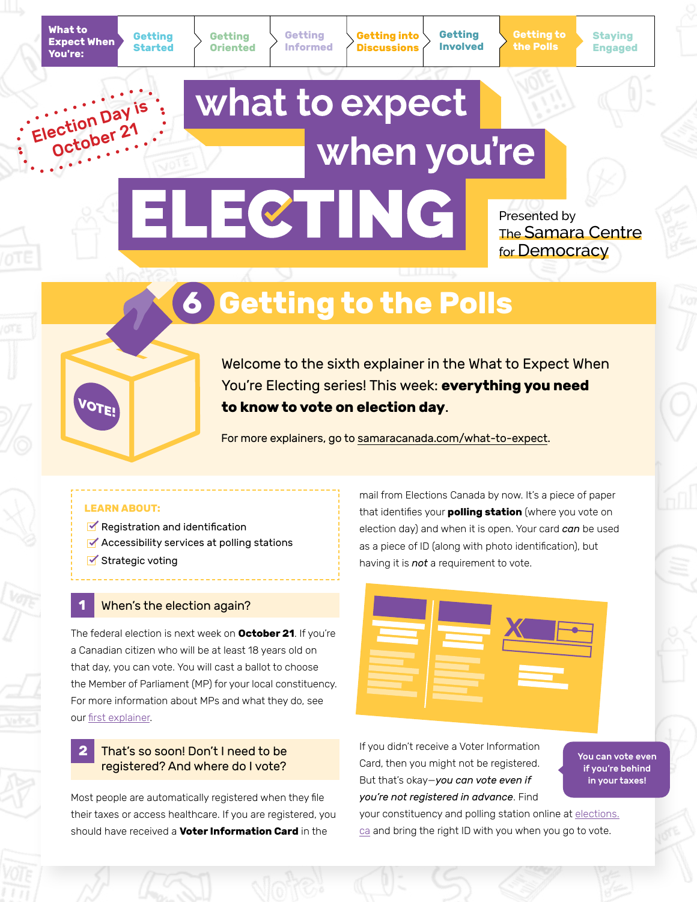What to Expect When You're: Getting Started | Getting Oriented | Getting Informed | Getting into Discussions | Getting Involved | Getting to the Polls | Staying Engaged

Election Day is October 21

# what to expect when you're ELECTING

Presented by The Samara Centre for Democracy

## 6 Getting to the Polls

Welcome to the sixth explainer in the What to Expect When You're Electing series! This week: **everything you need to know to vote on election day**.

For more explainers, go to samaracanada.com/what-to-expect.

**LEARN ABOUT:**

- Registration and identification
- Accessibility services at polling stations
- Strategic voting

### 1 When's the election again?

The federal election is next week on **October 21**. If you're a Canadian citizen who will be at least 18 years old on that day, you can vote. You will cast a ballot to choose the Member of Parliament (MP) for your local constituency. For more information about MPs and what they do, see our first explainer.

### 2 That's so soon! Don't I need to be registered? And where do I vote?

Most people are automatically registered when they file their taxes or access healthcare. If you are registered, you should have received a **Voter Information Card** in the mail from Elections Canada by now. It's a piece of paper that identifies your **polling station** (where you vote on election day) and when it is open. Your card ***can*** be used as a piece of ID (along with photo identification), but having it is ***not*** a requirement to vote.

If you didn't receive a Voter Information Card, then you might not be registered. But that's okay—*you can vote even if you're not registered in advance*. Find your constituency and polling station online at elections.ca and bring the right ID with you when you go to vote.

You can vote even if you're behind in your taxes!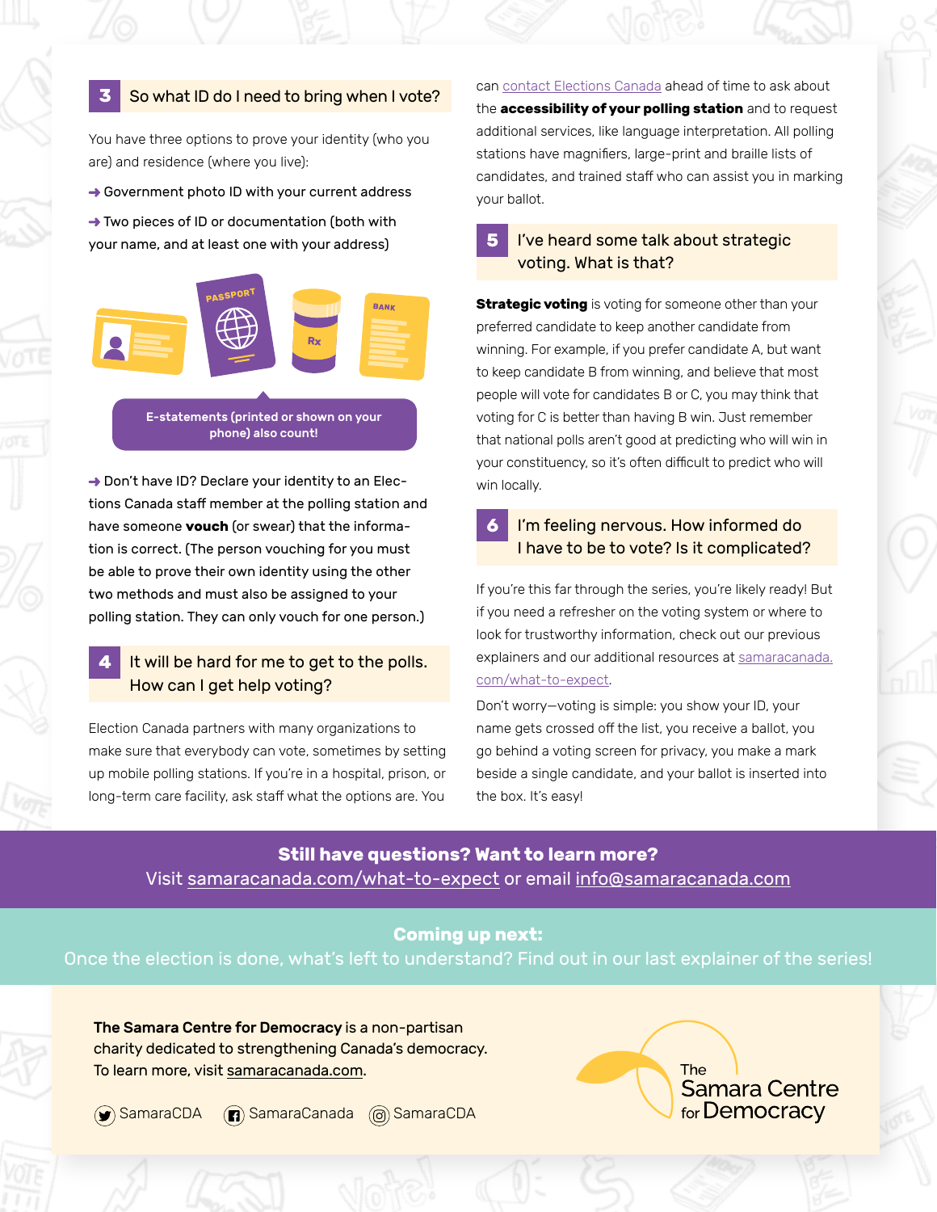## 3 So what ID do I need to bring when I vote?

You have three options to prove your identity (who you are) and residence (where you live):

➜ Government photo ID with your current address

➜ Two pieces of ID or documentation (both with your name, and at least one with your address)

PASSPORT

Rx

BANK

E-statements (printed or shown on your phone) also count!

➜ Don't have ID? Declare your identity to an Elections Canada staff member at the polling station and have someone **vouch** (or swear) that the information is correct. (The person vouching for you must be able to prove their own identity using the other two methods and must also be assigned to your polling station. They can only vouch for one person.)

## 4 It will be hard for me to get to the polls. How can I get help voting?

Election Canada partners with many organizations to make sure that everybody can vote, sometimes by setting up mobile polling stations. If you're in a hospital, prison, or long-term care facility, ask staff what the options are. You can contact Elections Canada ahead of time to ask about the **accessibility of your polling station** and to request additional services, like language interpretation. All polling stations have magnifiers, large-print and braille lists of candidates, and trained staff who can assist you in marking your ballot.

## 5 I've heard some talk about strategic voting. What is that?

**Strategic voting** is voting for someone other than your preferred candidate to keep another candidate from winning. For example, if you prefer candidate A, but want to keep candidate B from winning, and believe that most people will vote for candidates B or C, you may think that voting for C is better than having B win. Just remember that national polls aren't good at predicting who will win in your constituency, so it's often difficult to predict who will win locally.

## 6 I'm feeling nervous. How informed do I have to be to vote? Is it complicated?

If you're this far through the series, you're likely ready! But if you need a refresher on the voting system or where to look for trustworthy information, check out our previous explainers and our additional resources at samaracanada.com/what-to-expect.

Don't worry—voting is simple: you show your ID, your name gets crossed off the list, you receive a ballot, you go behind a voting screen for privacy, you make a mark beside a single candidate, and your ballot is inserted into the box. It's easy!

**Still have questions? Want to learn more?**
Visit samaracanada.com/what-to-expect or email info@samaracanada.com

**Coming up next:**
Once the election is done, what's left to understand? Find out in our last explainer of the series!

**The Samara Centre for Democracy** is a non-partisan charity dedicated to strengthening Canada's democracy. To learn more, visit samaracanada.com.

SamaraCDA SamaraCanada SamaraCDA

The Samara Centre for Democracy